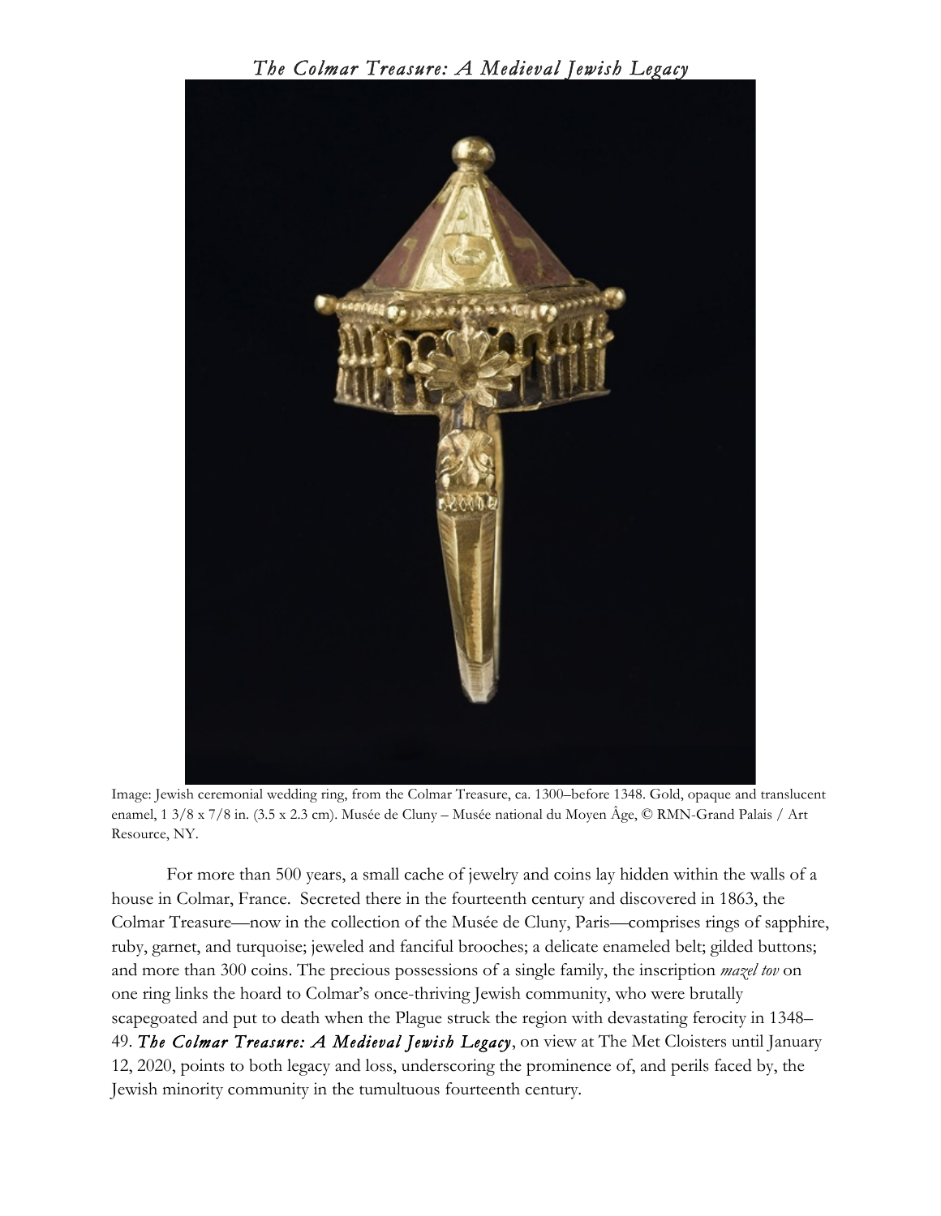# *The Colmar Treasure: A Medieval Jewish Legacy*

Image: Jewish ceremonial wedding ring, from the Colmar Treasure, ca. 1300–before 1348. Gold, opaque and translucent enamel, 1 3/8 x 7/8 in. (3.5 x 2.3 cm). Musée de Cluny – Musée national du Moyen Âge, © RMN-Grand Palais / Art Resource, NY.

For more than 500 years, a small cache of jewelry and coins lay hidden within the walls of a house in Colmar, France. Secreted there in the fourteenth century and discovered in 1863, the Colmar Treasure—now in the collection of the Musée de Cluny, Paris—comprises rings of sapphire, ruby, garnet, and turquoise; jeweled and fanciful brooches; a delicate enameled belt; gilded buttons; and more than 300 coins. The precious possessions of a single family, the inscription *mazel tov* on one ring links the hoard to Colmar's once-thriving Jewish community, who were brutally scapegoated and put to death when the Plague struck the region with devastating ferocity in 1348–49. ***The Colmar Treasure: A Medieval Jewish Legacy***, on view at The Met Cloisters until January 12, 2020, points to both legacy and loss, underscoring the prominence of, and perils faced by, the Jewish minority community in the tumultuous fourteenth century.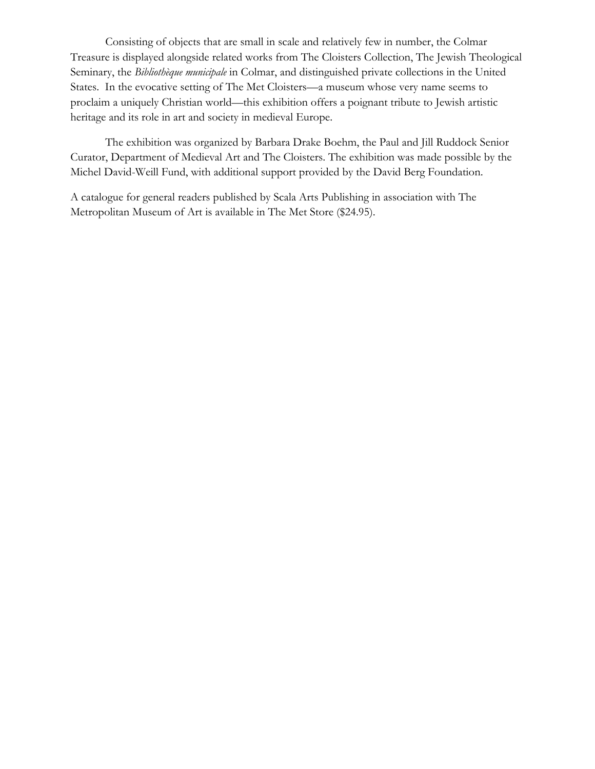Consisting of objects that are small in scale and relatively few in number, the Colmar Treasure is displayed alongside related works from The Cloisters Collection, The Jewish Theological Seminary, the *Bibliothèque municipale* in Colmar, and distinguished private collections in the United States. In the evocative setting of The Met Cloisters—a museum whose very name seems to proclaim a uniquely Christian world—this exhibition offers a poignant tribute to Jewish artistic heritage and its role in art and society in medieval Europe.

The exhibition was organized by Barbara Drake Boehm, the Paul and Jill Ruddock Senior Curator, Department of Medieval Art and The Cloisters. The exhibition was made possible by the Michel David-Weill Fund, with additional support provided by the David Berg Foundation.

A catalogue for general readers published by Scala Arts Publishing in association with The Metropolitan Museum of Art is available in The Met Store ($24.95).